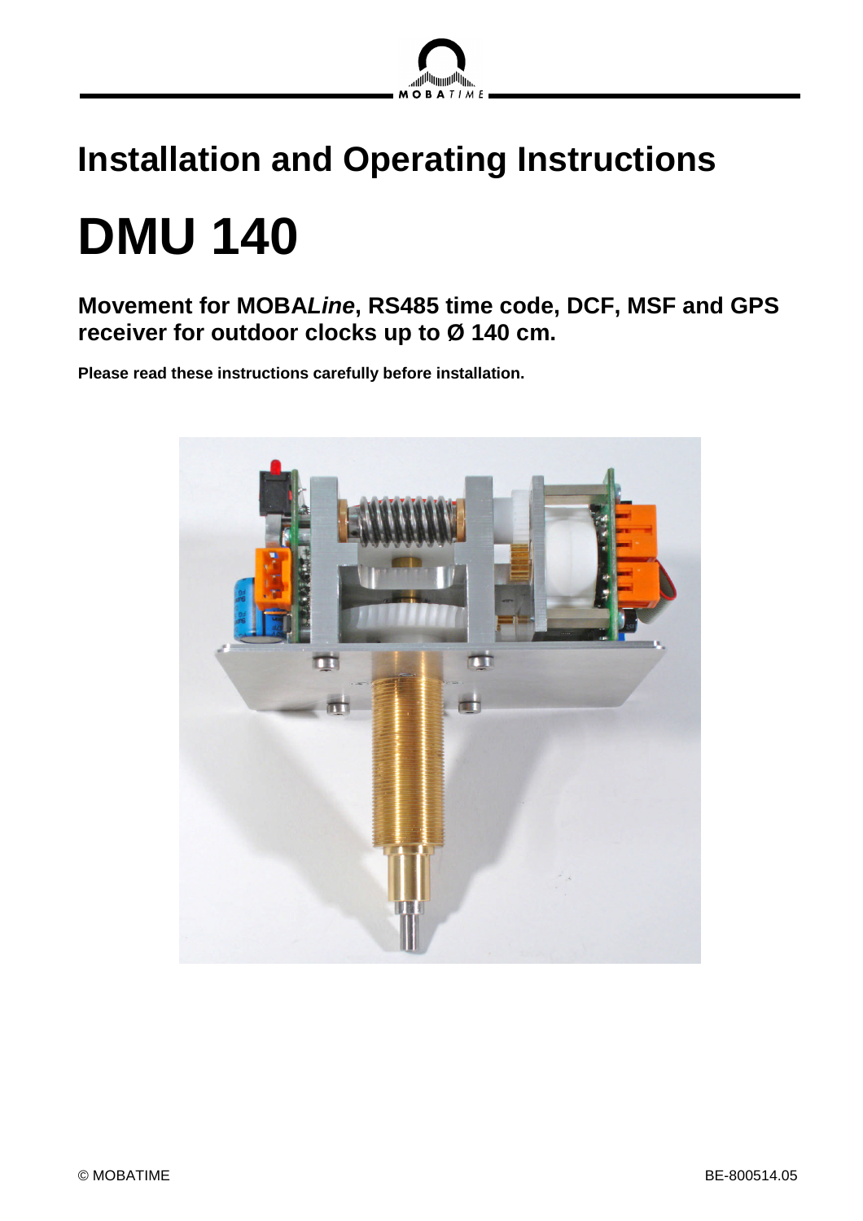# Installation and Operating Instructions

# DMU 140

**Movement for MOBA*Line*, RS485 time code, DCF, MSF and GPS receiver for outdoor clocks up to Ø 140 cm.**

**Please read these instructions carefully before installation.**

© MOBATIME BE-800514.05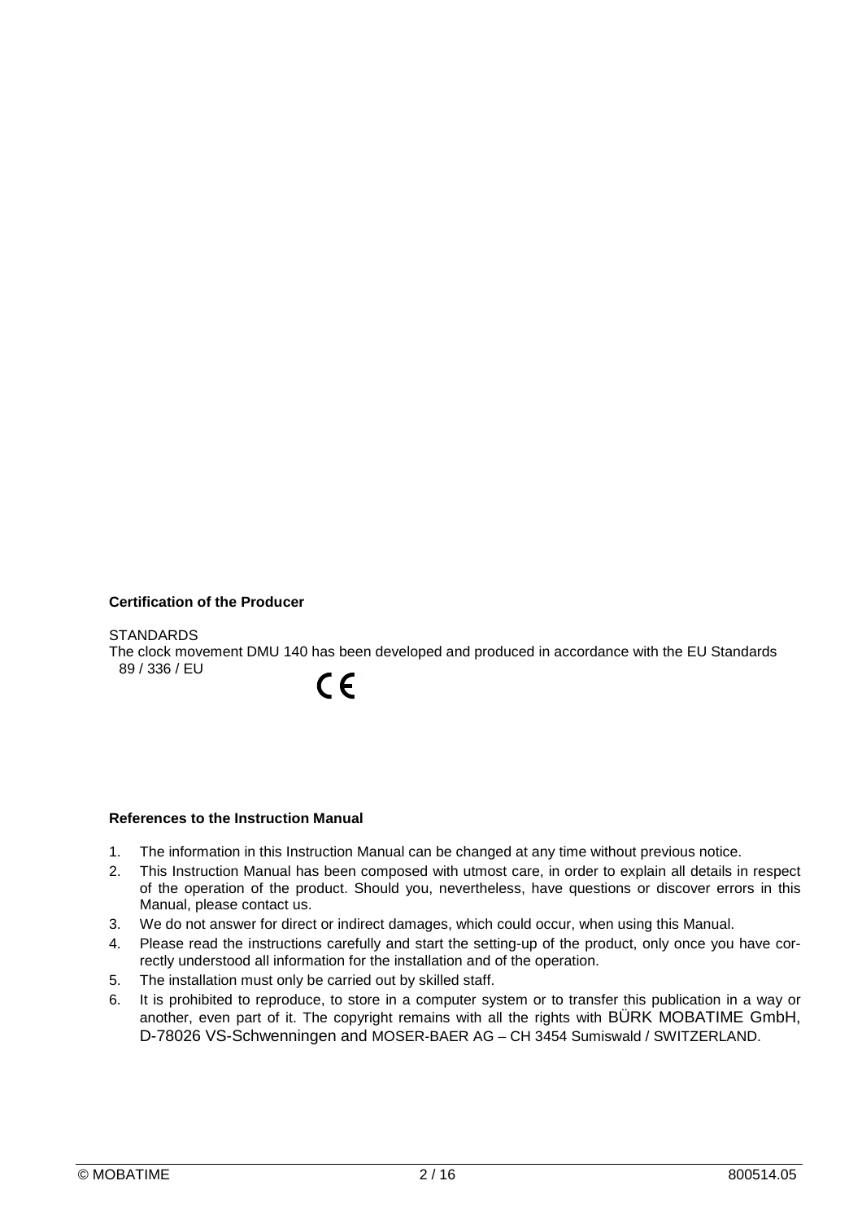**Certification of the Producer**

STANDARDS

The clock movement DMU 140 has been developed and produced in accordance with the EU Standards 89 / 336 / EU

CE

**References to the Instruction Manual**

1. The information in this Instruction Manual can be changed at any time without previous notice.
2. This Instruction Manual has been composed with utmost care, in order to explain all details in respect of the operation of the product. Should you, nevertheless, have questions or discover errors in this Manual, please contact us.
3. We do not answer for direct or indirect damages, which could occur, when using this Manual.
4. Please read the instructions carefully and start the setting-up of the product, only once you have correctly understood all information for the installation and of the operation.
5. The installation must only be carried out by skilled staff.
6. It is prohibited to reproduce, to store in a computer system or to transfer this publication in a way or another, even part of it. The copyright remains with all the rights with BÜRK MOBATIME GmbH, D-78026 VS-Schwenningen and MOSER-BAER AG – CH 3454 Sumiswald / SWITZERLAND.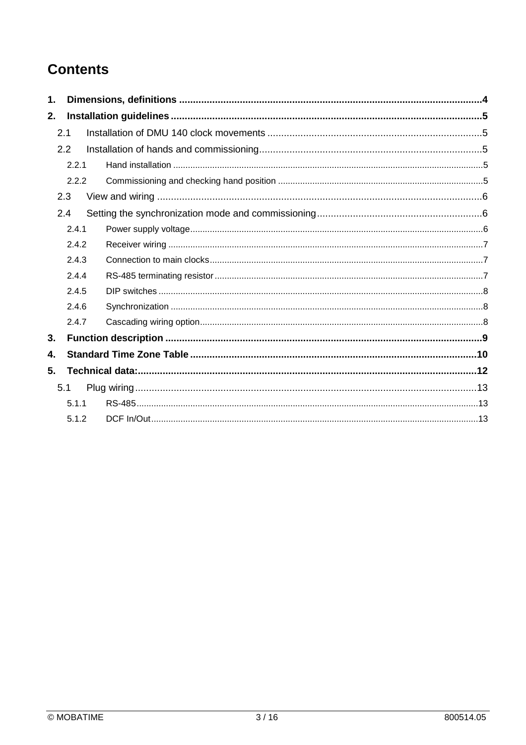# Contents

1. **Dimensions, definitions** ..... 4
2. **Installation guidelines** ..... 5
   - 2.1 Installation of DMU 140 clock movements ..... 5
   - 2.2 Installation of hands and commissioning ..... 5
     - 2.2.1 Hand installation ..... 5
     - 2.2.2 Commissioning and checking hand position ..... 5
   - 2.3 View and wiring ..... 6
   - 2.4 Setting the synchronization mode and commissioning ..... 6
     - 2.4.1 Power supply voltage ..... 6
     - 2.4.2 Receiver wiring ..... 7
     - 2.4.3 Connection to main clocks ..... 7
     - 2.4.4 RS-485 terminating resistor ..... 7
     - 2.4.5 DIP switches ..... 8
     - 2.4.6 Synchronization ..... 8
     - 2.4.7 Cascading wiring option ..... 8
3. **Function description** ..... 9
4. **Standard Time Zone Table** ..... 10
5. **Technical data:** ..... 12
   - 5.1 Plug wiring ..... 13
     - 5.1.1 RS-485 ..... 13
     - 5.1.2 DCF In/Out ..... 13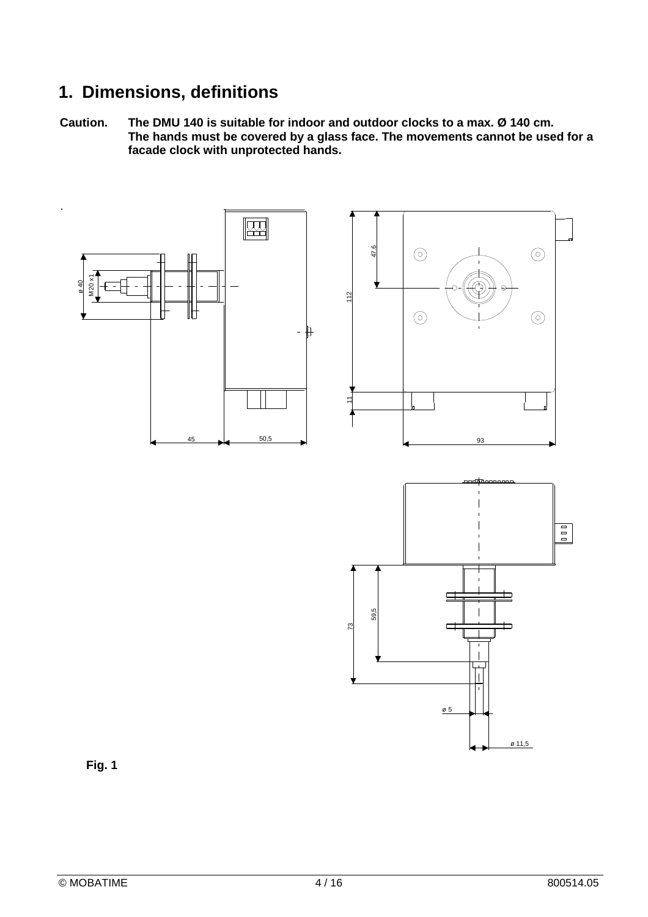# 1. Dimensions, definitions

**Caution.** **The DMU 140 is suitable for indoor and outdoor clocks to a max. Ø 140 cm. The hands must be covered by a glass face. The movements cannot be used for a facade clock with unprotected hands.**

**Fig. 1**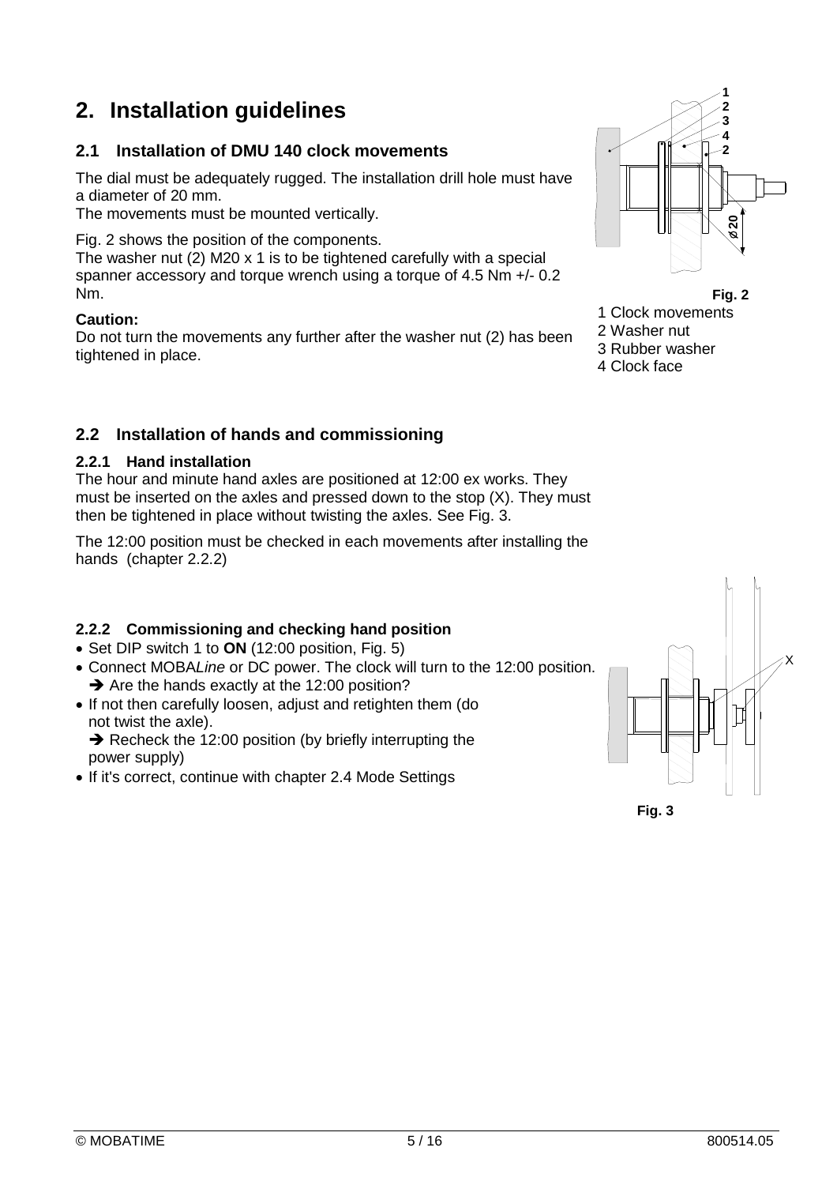## 2. Installation guidelines

### 2.1 Installation of DMU 140 clock movements

The dial must be adequately rugged. The installation drill hole must have a diameter of 20 mm.
The movements must be mounted vertically.

Fig. 2 shows the position of the components.
The washer nut (2) M20 x 1 is to be tightened carefully with a special spanner accessory and torque wrench using a torque of 4.5 Nm +/- 0.2 Nm.

**Caution:**
Do not turn the movements any further after the washer nut (2) has been tightened in place.

**Fig. 2**

1 Clock movements
2 Washer nut
3 Rubber washer
4 Clock face

### 2.2 Installation of hands and commissioning

#### 2.2.1 Hand installation

The hour and minute hand axles are positioned at 12:00 ex works. They must be inserted on the axles and pressed down to the stop (X). They must then be tightened in place without twisting the axles. See Fig. 3.

The 12:00 position must be checked in each movements after installing the hands (chapter 2.2.2)

#### 2.2.2 Commissioning and checking hand position

- Set DIP switch 1 to **ON** (12:00 position, Fig. 5)
- Connect MOBA*Line* or DC power. The clock will turn to the 12:00 position.
  ➔ Are the hands exactly at the 12:00 position?
- If not then carefully loosen, adjust and retighten them (do not twist the axle).
  ➔ Recheck the 12:00 position (by briefly interrupting the power supply)
- If it's correct, continue with chapter 2.4 Mode Settings

**Fig. 3**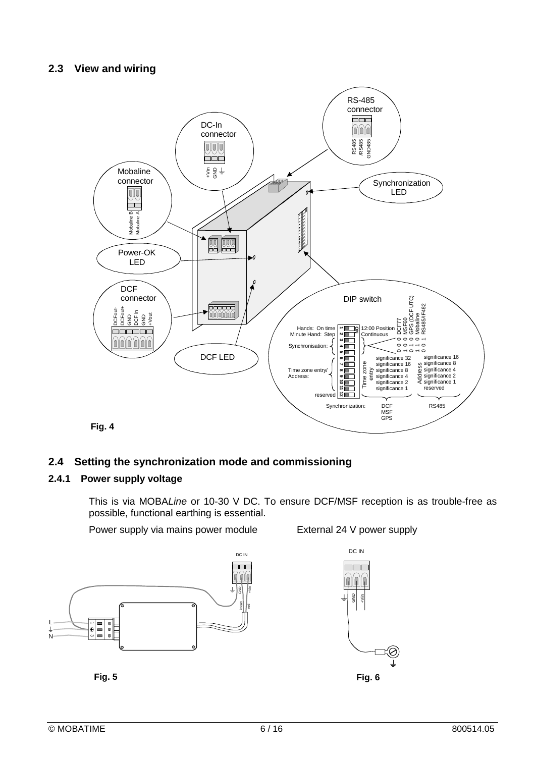## 2.3 View and wiring

Fig. 4

## 2.4 Setting the synchronization mode and commissioning

### 2.4.1 Power supply voltage

This is via MOBA*Line* or 10-30 V DC. To ensure DCF/MSF reception is as trouble-free as possible, functional earthing is essential.

Power supply via mains power module

External 24 V power supply

Fig. 5

Fig. 6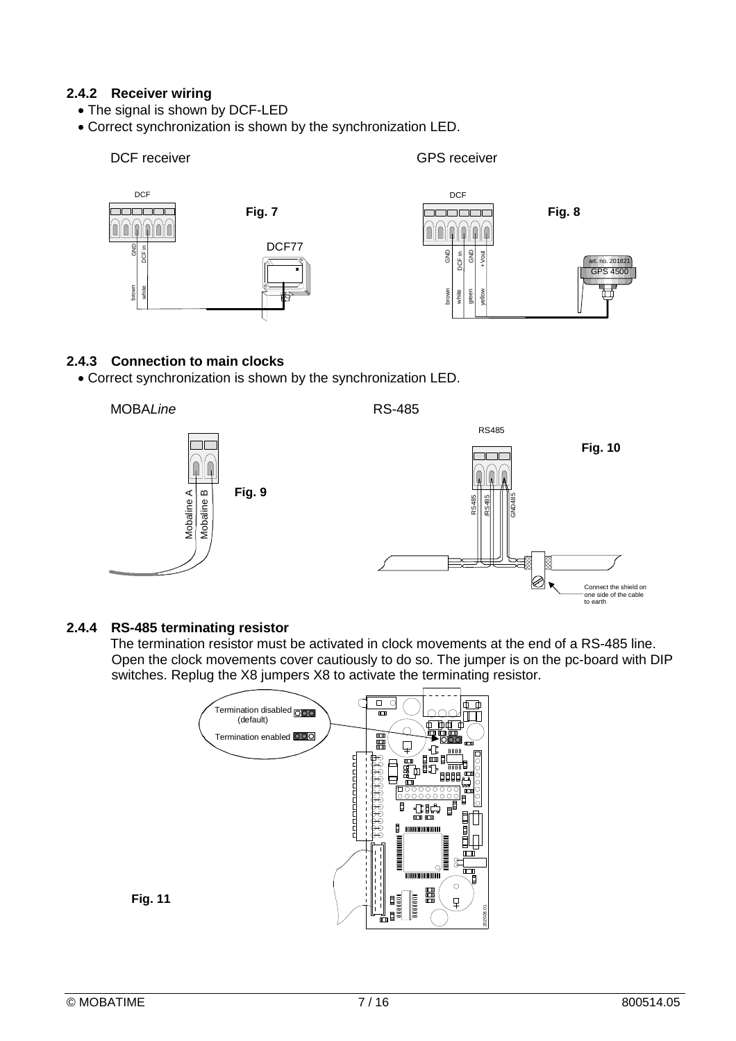### 2.4.2 Receiver wiring

- The signal is shown by DCF-LED
- Correct synchronization is shown by the synchronization LED.

DCF receiver

Fig. 7

GPS receiver

Fig. 8

### 2.4.3 Connection to main clocks

- Correct synchronization is shown by the synchronization LED.

MOBA*Line*

Fig. 9

RS-485

Fig. 10

### 2.4.4 RS-485 terminating resistor

The termination resistor must be activated in clock movements at the end of a RS-485 line. Open the clock movements cover cautiously to do so. The jumper is on the pc-board with DIP switches. Replug the X8 jumpers X8 to activate the terminating resistor.

Fig. 11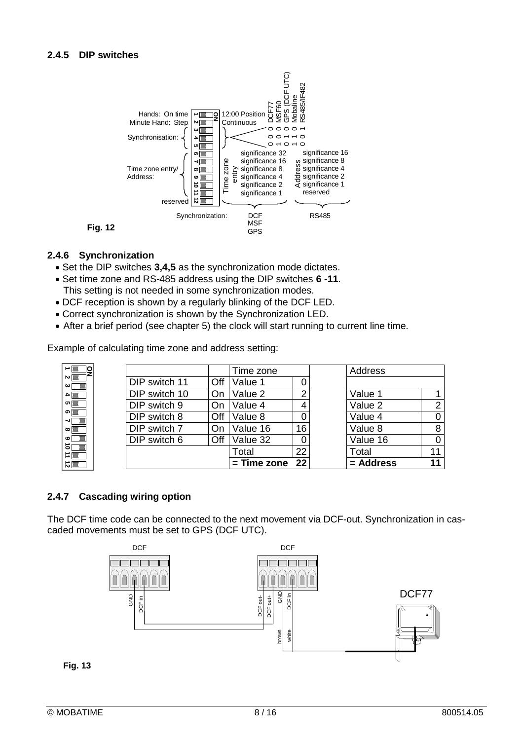### 2.4.5 DIP switches

Fig. 12

### 2.4.6 Synchronization

- Set the DIP switches **3,4,5** as the synchronization mode dictates.
- Set time zone and RS-485 address using the DIP switches **6 -11**.
  This setting is not needed in some synchronization modes.
- DCF reception is shown by a regularly blinking of the DCF LED.
- Correct synchronization is shown by the Synchronization LED.
- After a brief period (see chapter 5) the clock will start running to current line time.

Example of calculating time zone and address setting:

| | | Time zone | | | Address | |
|---|---|---|---|---|---|---|
| DIP switch 11 | Off | Value 1 | 0 | | | |
| DIP switch 10 | On | Value 2 | 2 | | Value 1 | 1 |
| DIP switch 9 | On | Value 4 | 4 | | Value 2 | 2 |
| DIP switch 8 | Off | Value 8 | 0 | | Value 4 | 0 |
| DIP switch 7 | On | Value 16 | 16 | | Value 8 | 8 |
| DIP switch 6 | Off | Value 32 | 0 | | Value 16 | 0 |
| | | Total | 22 | | Total | 11 |
| | | **= Time zone** | **22** | | **= Address** | **11** |

### 2.4.7 Cascading wiring option

The DCF time code can be connected to the next movement via DCF-out. Synchronization in cascaded movements must be set to GPS (DCF UTC).

Fig. 13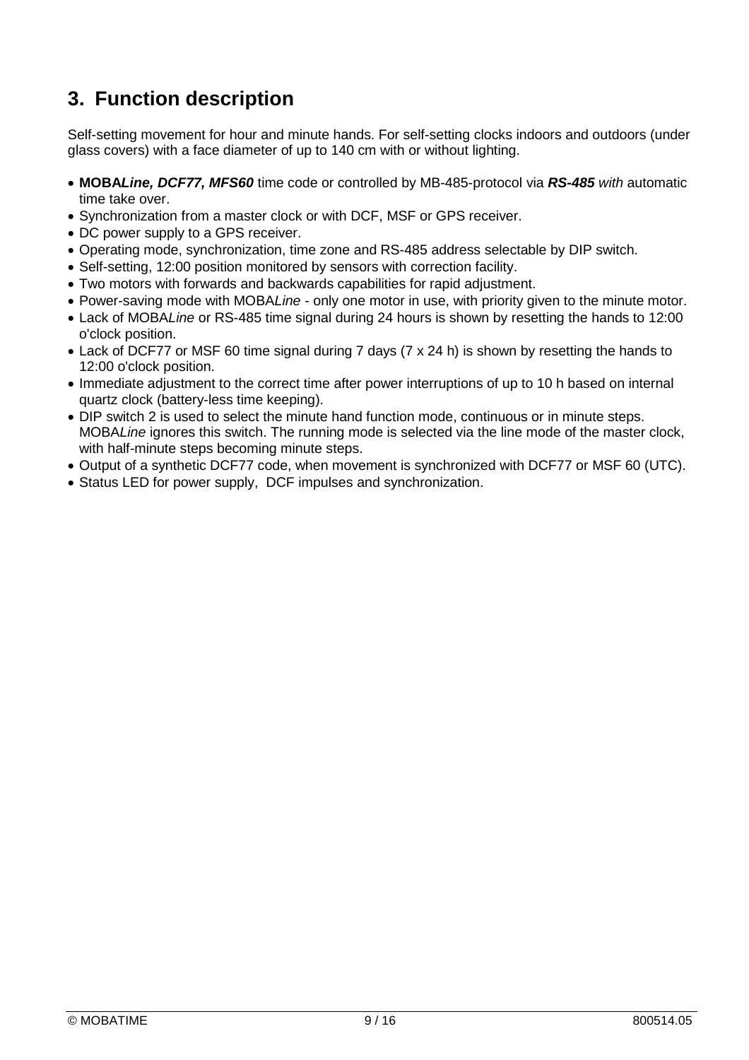# 3. Function description

Self-setting movement for hour and minute hands. For self-setting clocks indoors and outdoors (under glass covers) with a face diameter of up to 140 cm with or without lighting.

- **MOBA*Line*, *DCF77, MFS60*** time code or controlled by MB-485-protocol via ***RS-485*** *with* automatic time take over.
- Synchronization from a master clock or with DCF, MSF or GPS receiver.
- DC power supply to a GPS receiver.
- Operating mode, synchronization, time zone and RS-485 address selectable by DIP switch.
- Self-setting, 12:00 position monitored by sensors with correction facility.
- Two motors with forwards and backwards capabilities for rapid adjustment.
- Power-saving mode with MOBA*Line* - only one motor in use, with priority given to the minute motor.
- Lack of MOBA*Line* or RS-485 time signal during 24 hours is shown by resetting the hands to 12:00 o'clock position.
- Lack of DCF77 or MSF 60 time signal during 7 days (7 x 24 h) is shown by resetting the hands to 12:00 o'clock position.
- Immediate adjustment to the correct time after power interruptions of up to 10 h based on internal quartz clock (battery-less time keeping).
- DIP switch 2 is used to select the minute hand function mode, continuous or in minute steps. MOBA*Line* ignores this switch. The running mode is selected via the line mode of the master clock, with half-minute steps becoming minute steps.
- Output of a synthetic DCF77 code, when movement is synchronized with DCF77 or MSF 60 (UTC).
- Status LED for power supply, DCF impulses and synchronization.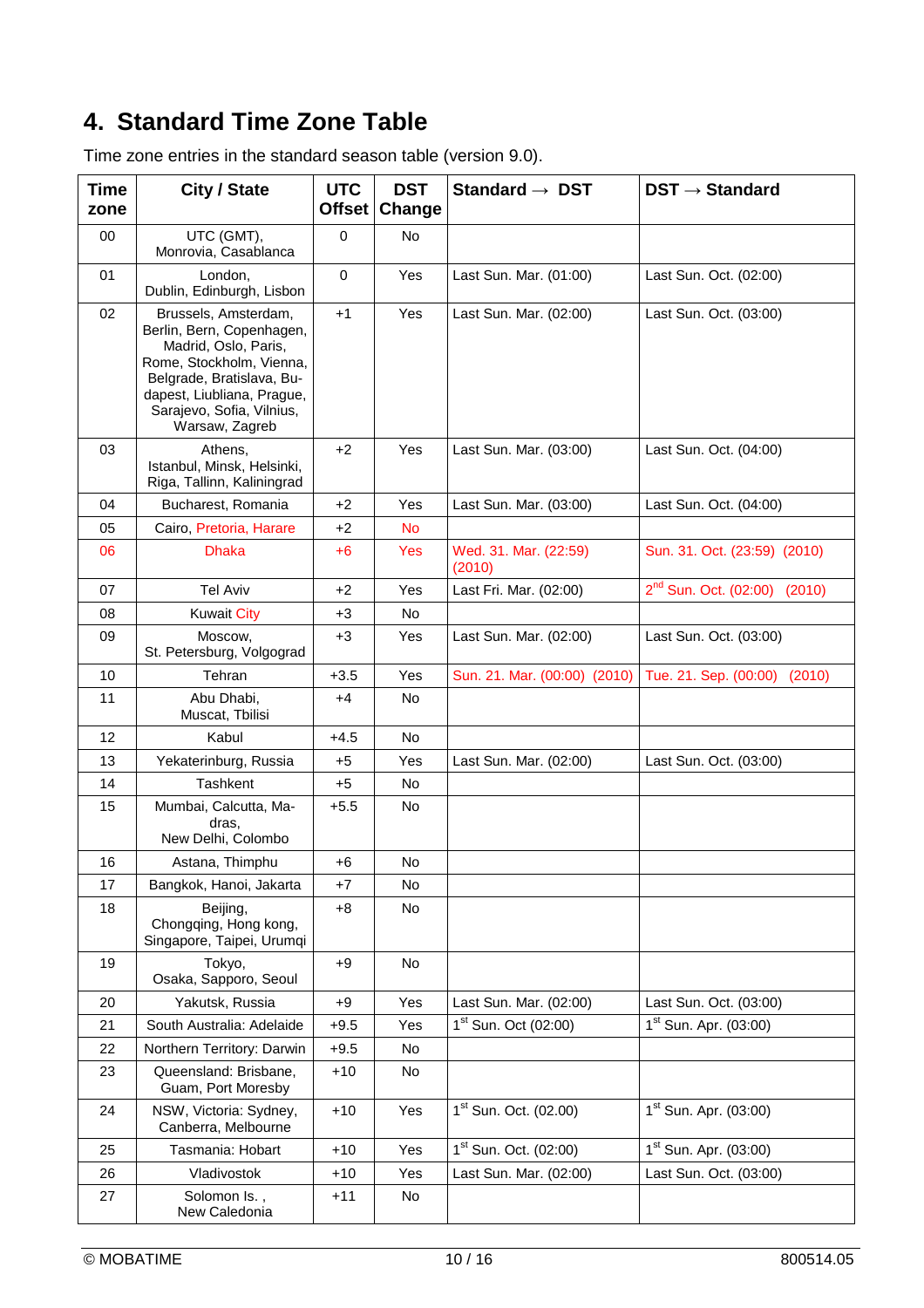# 4. Standard Time Zone Table

Time zone entries in the standard season table (version 9.0).

| Time zone | City / State | UTC Offset | DST Change | Standard → DST | DST → Standard |
|---|---|---|---|---|---|
| 00 | UTC (GMT), Monrovia, Casablanca | 0 | No | | |
| 01 | London, Dublin, Edinburgh, Lisbon | 0 | Yes | Last Sun. Mar. (01:00) | Last Sun. Oct. (02:00) |
| 02 | Brussels, Amsterdam, Berlin, Bern, Copenhagen, Madrid, Oslo, Paris, Rome, Stockholm, Vienna, Belgrade, Bratislava, Budapest, Liubliana, Prague, Sarajevo, Sofia, Vilnius, Warsaw, Zagreb | +1 | Yes | Last Sun. Mar. (02:00) | Last Sun. Oct. (03:00) |
| 03 | Athens, Istanbul, Minsk, Helsinki, Riga, Tallinn, Kaliningrad | +2 | Yes | Last Sun. Mar. (03:00) | Last Sun. Oct. (04:00) |
| 04 | Bucharest, Romania | +2 | Yes | Last Sun. Mar. (03:00) | Last Sun. Oct. (04:00) |
| 05 | Cairo, Pretoria, Harare | +2 | No | | |
| 06 | Dhaka | +6 | Yes | Wed. 31. Mar. (22:59) (2010) | Sun. 31. Oct. (23:59) (2010) |
| 07 | Tel Aviv | +2 | Yes | Last Fri. Mar. (02:00) | 2nd Sun. Oct. (02:00) (2010) |
| 08 | Kuwait City | +3 | No | | |
| 09 | Moscow, St. Petersburg, Volgograd | +3 | Yes | Last Sun. Mar. (02:00) | Last Sun. Oct. (03:00) |
| 10 | Tehran | +3.5 | Yes | Sun. 21. Mar. (00:00) (2010) | Tue. 21. Sep. (00:00) (2010) |
| 11 | Abu Dhabi, Muscat, Tbilisi | +4 | No | | |
| 12 | Kabul | +4.5 | No | | |
| 13 | Yekaterinburg, Russia | +5 | Yes | Last Sun. Mar. (02:00) | Last Sun. Oct. (03:00) |
| 14 | Tashkent | +5 | No | | |
| 15 | Mumbai, Calcutta, Madras, New Delhi, Colombo | +5.5 | No | | |
| 16 | Astana, Thimphu | +6 | No | | |
| 17 | Bangkok, Hanoi, Jakarta | +7 | No | | |
| 18 | Beijing, Chongqing, Hong kong, Singapore, Taipei, Urumqi | +8 | No | | |
| 19 | Tokyo, Osaka, Sapporo, Seoul | +9 | No | | |
| 20 | Yakutsk, Russia | +9 | Yes | Last Sun. Mar. (02:00) | Last Sun. Oct. (03:00) |
| 21 | South Australia: Adelaide | +9.5 | Yes | 1st Sun. Oct (02:00) | 1st Sun. Apr. (03:00) |
| 22 | Northern Territory: Darwin | +9.5 | No | | |
| 23 | Queensland: Brisbane, Guam, Port Moresby | +10 | No | | |
| 24 | NSW, Victoria: Sydney, Canberra, Melbourne | +10 | Yes | 1st Sun. Oct. (02.00) | 1st Sun. Apr. (03:00) |
| 25 | Tasmania: Hobart | +10 | Yes | 1st Sun. Oct. (02:00) | 1st Sun. Apr. (03:00) |
| 26 | Vladivostok | +10 | Yes | Last Sun. Mar. (02:00) | Last Sun. Oct. (03:00) |
| 27 | Solomon Is. , New Caledonia | +11 | No | | |

© MOBATIME 800514.05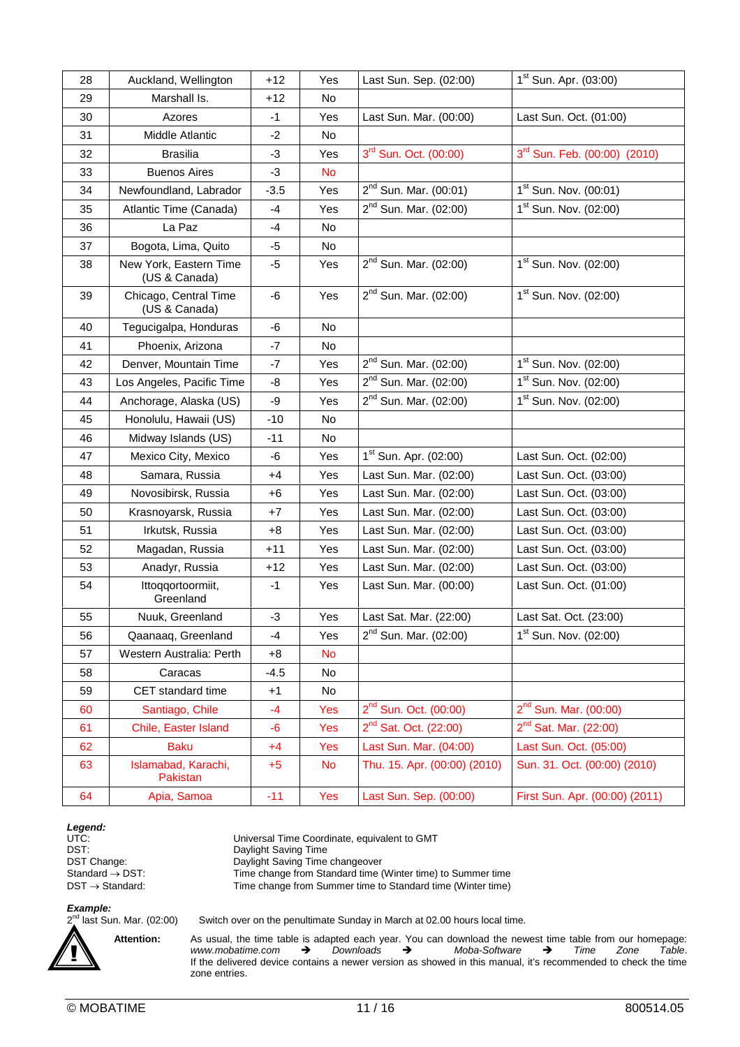| 28 | Auckland, Wellington | +12 | Yes | Last Sun. Sep. (02:00) | 1st Sun. Apr. (03:00) |
|---|---|---|---|---|---|
| 29 | Marshall Is. | +12 | No | | |
| 30 | Azores | -1 | Yes | Last Sun. Mar. (00:00) | Last Sun. Oct. (01:00) |
| 31 | Middle Atlantic | -2 | No | | |
| 32 | Brasilia | -3 | Yes | 3rd Sun. Oct. (00:00) | 3rd Sun. Feb. (00:00) (2010) |
| 33 | Buenos Aires | -3 | No | | |
| 34 | Newfoundland, Labrador | -3.5 | Yes | 2nd Sun. Mar. (00:01) | 1st Sun. Nov. (00:01) |
| 35 | Atlantic Time (Canada) | -4 | Yes | 2nd Sun. Mar. (02:00) | 1st Sun. Nov. (02:00) |
| 36 | La Paz | -4 | No | | |
| 37 | Bogota, Lima, Quito | -5 | No | | |
| 38 | New York, Eastern Time (US & Canada) | -5 | Yes | 2nd Sun. Mar. (02:00) | 1st Sun. Nov. (02:00) |
| 39 | Chicago, Central Time (US & Canada) | -6 | Yes | 2nd Sun. Mar. (02:00) | 1st Sun. Nov. (02:00) |
| 40 | Tegucigalpa, Honduras | -6 | No | | |
| 41 | Phoenix, Arizona | -7 | No | | |
| 42 | Denver, Mountain Time | -7 | Yes | 2nd Sun. Mar. (02:00) | 1st Sun. Nov. (02:00) |
| 43 | Los Angeles, Pacific Time | -8 | Yes | 2nd Sun. Mar. (02:00) | 1st Sun. Nov. (02:00) |
| 44 | Anchorage, Alaska (US) | -9 | Yes | 2nd Sun. Mar. (02:00) | 1st Sun. Nov. (02:00) |
| 45 | Honolulu, Hawaii (US) | -10 | No | | |
| 46 | Midway Islands (US) | -11 | No | | |
| 47 | Mexico City, Mexico | -6 | Yes | 1st Sun. Apr. (02:00) | Last Sun. Oct. (02:00) |
| 48 | Samara, Russia | +4 | Yes | Last Sun. Mar. (02:00) | Last Sun. Oct. (03:00) |
| 49 | Novosibirsk, Russia | +6 | Yes | Last Sun. Mar. (02:00) | Last Sun. Oct. (03:00) |
| 50 | Krasnoyarsk, Russia | +7 | Yes | Last Sun. Mar. (02:00) | Last Sun. Oct. (03:00) |
| 51 | Irkutsk, Russia | +8 | Yes | Last Sun. Mar. (02:00) | Last Sun. Oct. (03:00) |
| 52 | Magadan, Russia | +11 | Yes | Last Sun. Mar. (02:00) | Last Sun. Oct. (03:00) |
| 53 | Anadyr, Russia | +12 | Yes | Last Sun. Mar. (02:00) | Last Sun. Oct. (03:00) |
| 54 | Ittoqqortoormiit, Greenland | -1 | Yes | Last Sun. Mar. (00:00) | Last Sun. Oct. (01:00) |
| 55 | Nuuk, Greenland | -3 | Yes | Last Sat. Mar. (22:00) | Last Sat. Oct. (23:00) |
| 56 | Qaanaaq, Greenland | -4 | Yes | 2nd Sun. Mar. (02:00) | 1st Sun. Nov. (02:00) |
| 57 | Western Australia: Perth | +8 | No | | |
| 58 | Caracas | -4.5 | No | | |
| 59 | CET standard time | +1 | No | | |
| 60 | Santiago, Chile | -4 | Yes | 2nd Sun. Oct. (00:00) | 2nd Sun. Mar. (00:00) |
| 61 | Chile, Easter Island | -6 | Yes | 2nd Sat. Oct. (22:00) | 2nd Sat. Mar. (22:00) |
| 62 | Baku | +4 | Yes | Last Sun. Mar. (04:00) | Last Sun. Oct. (05:00) |
| 63 | Islamabad, Karachi, Pakistan | +5 | No | Thu. 15. Apr. (00:00) (2010) | Sun. 31. Oct. (00:00) (2010) |
| 64 | Apia, Samoa | -11 | Yes | Last Sun. Sep. (00:00) | First Sun. Apr. (00:00) (2011) |

***Legend:***

UTC: Universal Time Coordinate, equivalent to GMT
DST: Daylight Saving Time
DST Change: Daylight Saving Time changeover
Standard → DST: Time change from Standard time (Winter time) to Summer time
DST → Standard: Time change from Summer time to Standard time (Winter time)

***Example:***

2nd last Sun. Mar. (02:00) Switch over on the penultimate Sunday in March at 02.00 hours local time.

**Attention:** As usual, the time table is adapted each year. You can download the newest time table from our homepage: *www.mobatime.com* → *Downloads* → *Moba-Software* → *Time Zone Table*. If the delivered device contains a newer version as showed in this manual, it's recommended to check the time zone entries.

© MOBATIME 800514.05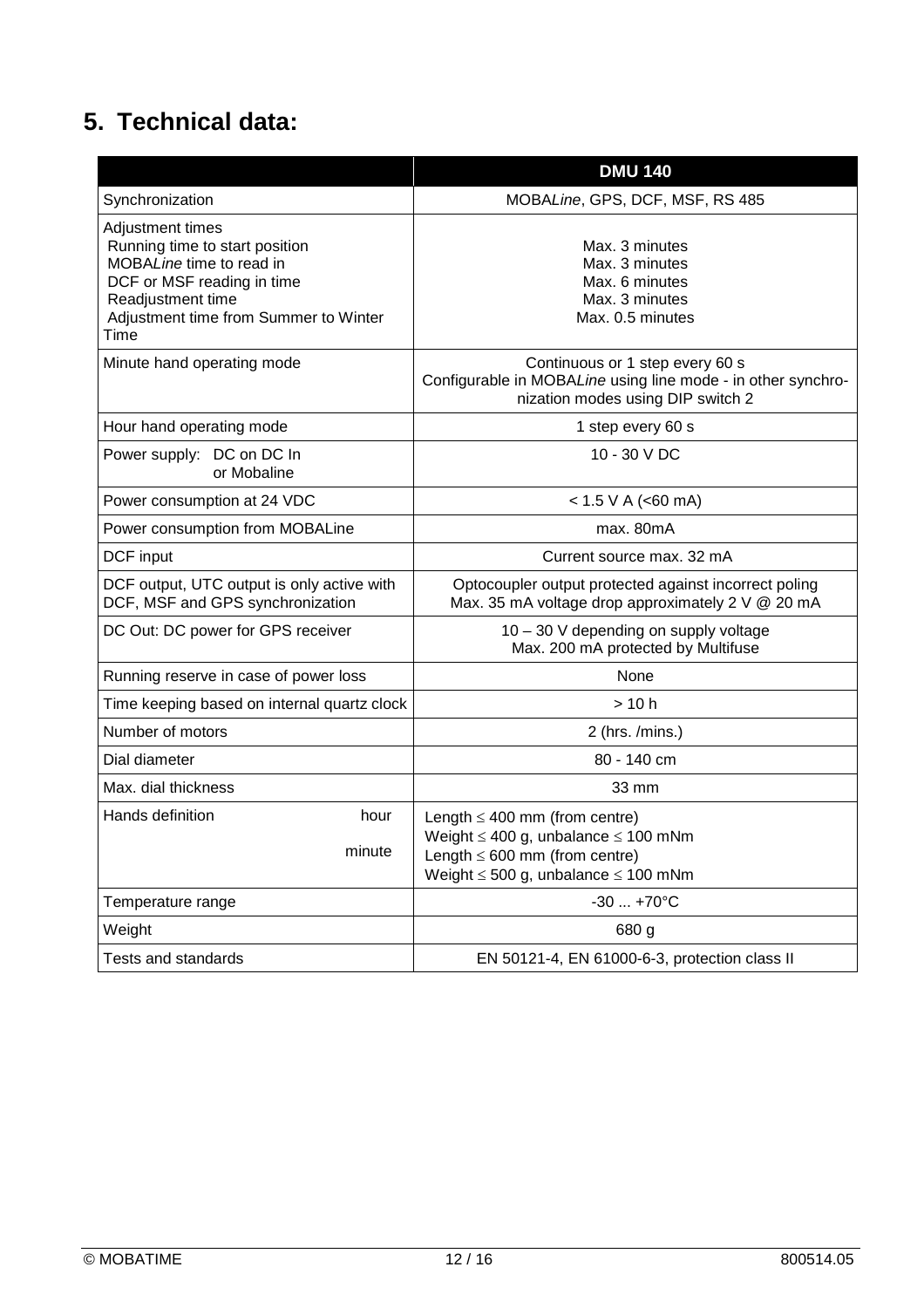## 5. Technical data:

| | **DMU 140** |
|---|---|
| Synchronization | MOBA*Line*, GPS, DCF, MSF, RS 485 |
| Adjustment times<br>Running time to start position<br>MOBA*Line* time to read in<br>DCF or MSF reading in time<br>Readjustment time<br>Adjustment time from Summer to Winter Time | <br>Max. 3 minutes<br>Max. 3 minutes<br>Max. 6 minutes<br>Max. 3 minutes<br>Max. 0.5 minutes |
| Minute hand operating mode | Continuous or 1 step every 60 s<br>Configurable in MOBA*Line* using line mode - in other synchronization modes using DIP switch 2 |
| Hour hand operating mode | 1 step every 60 s |
| Power supply: DC on DC In or Mobaline | 10 - 30 V DC |
| Power consumption at 24 VDC | < 1.5 V A (<60 mA) |
| Power consumption from MOBALine | max. 80mA |
| DCF input | Current source max. 32 mA |
| DCF output, UTC output is only active with DCF, MSF and GPS synchronization | Optocoupler output protected against incorrect poling<br>Max. 35 mA voltage drop approximately 2 V @ 20 mA |
| DC Out: DC power for GPS receiver | 10 – 30 V depending on supply voltage<br>Max. 200 mA protected by Multifuse |
| Running reserve in case of power loss | None |
| Time keeping based on internal quartz clock | > 10 h |
| Number of motors | 2 (hrs. /mins.) |
| Dial diameter | 80 - 140 cm |
| Max. dial thickness | 33 mm |
| Hands definition hour<br><br>minute | Length ≤ 400 mm (from centre)<br>Weight ≤ 400 g, unbalance ≤ 100 mNm<br>Length ≤ 600 mm (from centre)<br>Weight ≤ 500 g, unbalance ≤ 100 mNm |
| Temperature range | -30 ... +70°C |
| Weight | 680 g |
| Tests and standards | EN 50121-4, EN 61000-6-3, protection class II |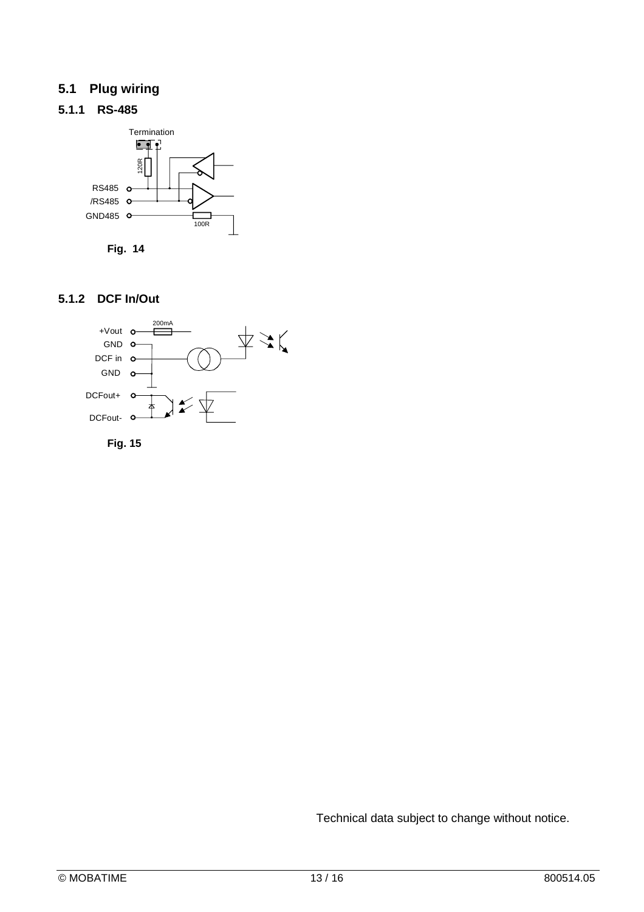## 5.1 Plug wiring

### 5.1.1 RS-485

Termination

120R

RS485

/RS485

GND485

100R

**Fig. 14**

### 5.1.2 DCF In/Out

+Vout

GND

DCF in

GND

200mA

DCFout+

DCFout-

**Fig. 15**

Technical data subject to change without notice.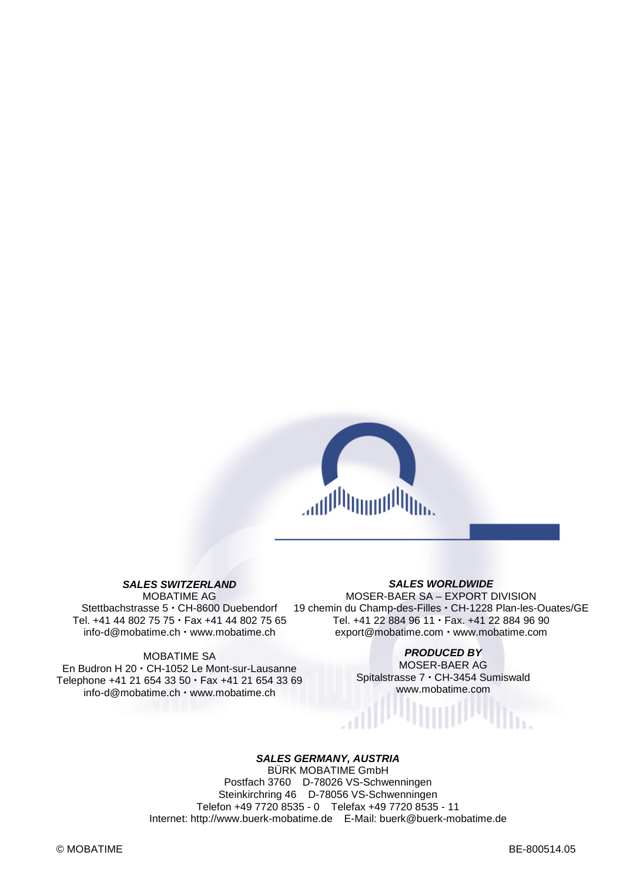***SALES SWITZERLAND***
MOBATIME AG
Stettbachstrasse 5 • CH-8600 Duebendorf
Tel. +41 44 802 75 75 • Fax +41 44 802 75 65
info-d@mobatime.ch • www.mobatime.ch

MOBATIME SA
En Budron H 20 • CH-1052 Le Mont-sur-Lausanne
Telephone +41 21 654 33 50 • Fax +41 21 654 33 69
info-d@mobatime.ch • www.mobatime.ch

***SALES WORLDWIDE***
MOSER-BAER SA – EXPORT DIVISION
19 chemin du Champ-des-Filles • CH-1228 Plan-les-Ouates/GE
Tel. +41 22 884 96 11 • Fax. +41 22 884 96 90
export@mobatime.com • www.mobatime.com

***PRODUCED BY***
MOSER-BAER AG
Spitalstrasse 7 • CH-3454 Sumiswald
www.mobatime.com

***SALES GERMANY, AUSTRIA***
BÜRK MOBATIME GmbH
Postfach 3760 D-78026 VS-Schwenningen
Steinkirchring 46 D-78056 VS-Schwenningen
Telefon +49 7720 8535 - 0 Telefax +49 7720 8535 - 11
Internet: http://www.buerk-mobatime.de E-Mail: buerk@buerk-mobatime.de

© MOBATIME

BE-800514.05